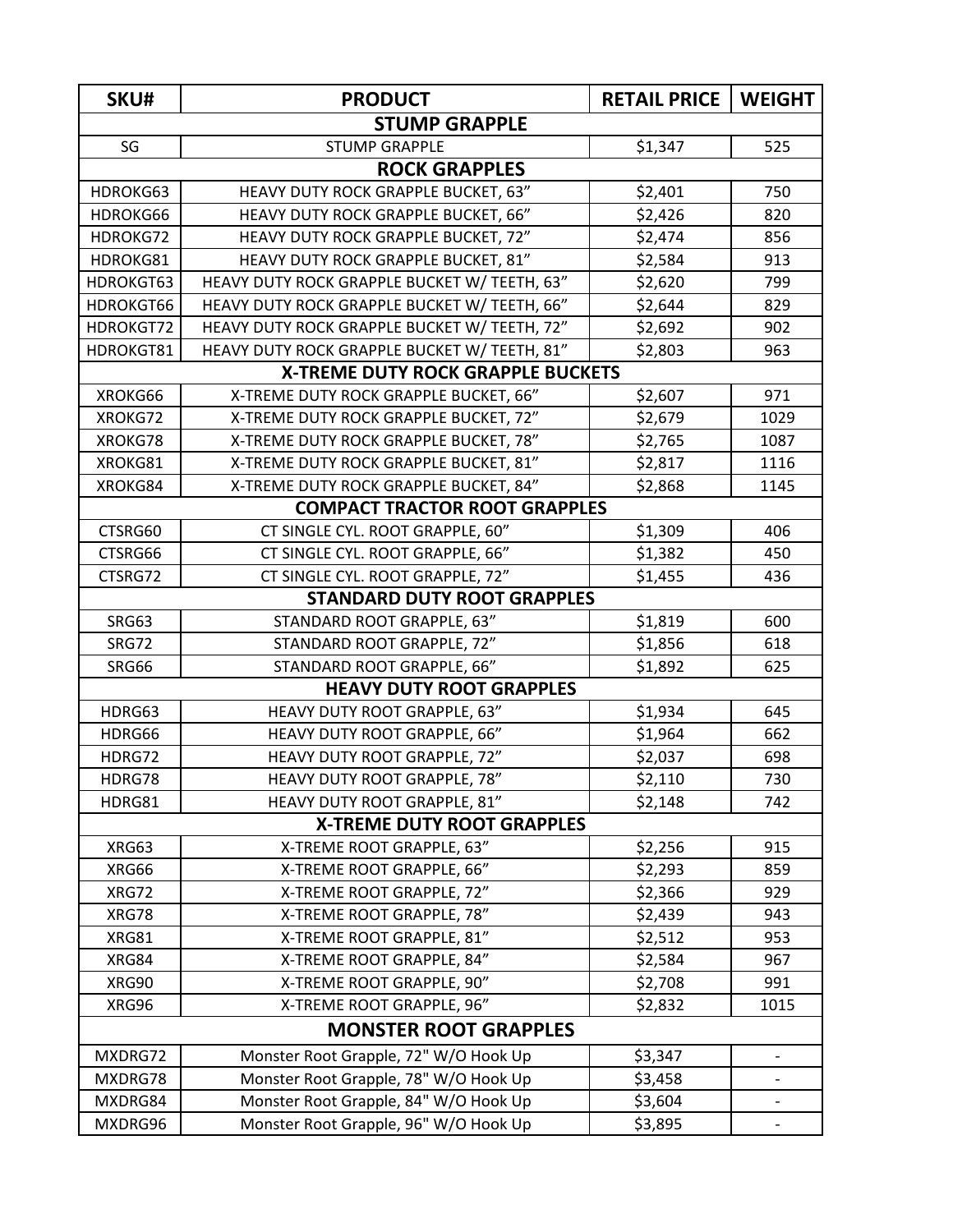| SKU# | PRODUCT | RETAIL PRICE | WEIGHT |
|---|---|---|---|
| **STUMP GRAPPLE** | | | |
| SG | STUMP GRAPPLE | $1,347 | 525 |
| **ROCK GRAPPLES** | | | |
| HDROKG63 | HEAVY DUTY ROCK GRAPPLE BUCKET, 63” | $2,401 | 750 |
| HDROKG66 | HEAVY DUTY ROCK GRAPPLE BUCKET, 66” | $2,426 | 820 |
| HDROKG72 | HEAVY DUTY ROCK GRAPPLE BUCKET, 72” | $2,474 | 856 |
| HDROKG81 | HEAVY DUTY ROCK GRAPPLE BUCKET, 81” | $2,584 | 913 |
| HDROKGT63 | HEAVY DUTY ROCK GRAPPLE BUCKET W/ TEETH, 63” | $2,620 | 799 |
| HDROKGT66 | HEAVY DUTY ROCK GRAPPLE BUCKET W/ TEETH, 66” | $2,644 | 829 |
| HDROKGT72 | HEAVY DUTY ROCK GRAPPLE BUCKET W/ TEETH, 72” | $2,692 | 902 |
| HDROKGT81 | HEAVY DUTY ROCK GRAPPLE BUCKET W/ TEETH, 81” | $2,803 | 963 |
| **X-TREME DUTY ROCK GRAPPLE BUCKETS** | | | |
| XROKG66 | X-TREME DUTY ROCK GRAPPLE BUCKET, 66” | $2,607 | 971 |
| XROKG72 | X-TREME DUTY ROCK GRAPPLE BUCKET, 72” | $2,679 | 1029 |
| XROKG78 | X-TREME DUTY ROCK GRAPPLE BUCKET, 78” | $2,765 | 1087 |
| XROKG81 | X-TREME DUTY ROCK GRAPPLE BUCKET, 81” | $2,817 | 1116 |
| XROKG84 | X-TREME DUTY ROCK GRAPPLE BUCKET, 84” | $2,868 | 1145 |
| **COMPACT TRACTOR ROOT GRAPPLES** | | | |
| CTSRG60 | CT SINGLE CYL. ROOT GRAPPLE, 60” | $1,309 | 406 |
| CTSRG66 | CT SINGLE CYL. ROOT GRAPPLE, 66” | $1,382 | 450 |
| CTSRG72 | CT SINGLE CYL. ROOT GRAPPLE, 72” | $1,455 | 436 |
| **STANDARD DUTY ROOT GRAPPLES** | | | |
| SRG63 | STANDARD ROOT GRAPPLE, 63” | $1,819 | 600 |
| SRG72 | STANDARD ROOT GRAPPLE, 72” | $1,856 | 618 |
| SRG66 | STANDARD ROOT GRAPPLE, 66” | $1,892 | 625 |
| **HEAVY DUTY ROOT GRAPPLES** | | | |
| HDRG63 | HEAVY DUTY ROOT GRAPPLE, 63” | $1,934 | 645 |
| HDRG66 | HEAVY DUTY ROOT GRAPPLE, 66” | $1,964 | 662 |
| HDRG72 | HEAVY DUTY ROOT GRAPPLE, 72” | $2,037 | 698 |
| HDRG78 | HEAVY DUTY ROOT GRAPPLE, 78” | $2,110 | 730 |
| HDRG81 | HEAVY DUTY ROOT GRAPPLE, 81” | $2,148 | 742 |
| **X-TREME DUTY ROOT GRAPPLES** | | | |
| XRG63 | X-TREME ROOT GRAPPLE, 63” | $2,256 | 915 |
| XRG66 | X-TREME ROOT GRAPPLE, 66” | $2,293 | 859 |
| XRG72 | X-TREME ROOT GRAPPLE, 72” | $2,366 | 929 |
| XRG78 | X-TREME ROOT GRAPPLE, 78” | $2,439 | 943 |
| XRG81 | X-TREME ROOT GRAPPLE, 81” | $2,512 | 953 |
| XRG84 | X-TREME ROOT GRAPPLE, 84” | $2,584 | 967 |
| XRG90 | X-TREME ROOT GRAPPLE, 90” | $2,708 | 991 |
| XRG96 | X-TREME ROOT GRAPPLE, 96” | $2,832 | 1015 |
| **MONSTER ROOT GRAPPLES** | | | |
| MXDRG72 | Monster Root Grapple, 72" W/O Hook Up | $3,347 | - |
| MXDRG78 | Monster Root Grapple, 78" W/O Hook Up | $3,458 | - |
| MXDRG84 | Monster Root Grapple, 84" W/O Hook Up | $3,604 | - |
| MXDRG96 | Monster Root Grapple, 96" W/O Hook Up | $3,895 | - |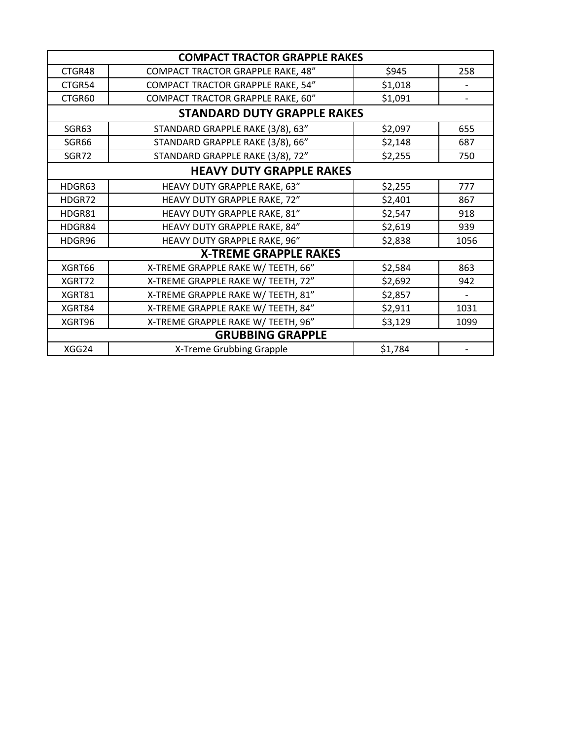| COMPACT TRACTOR GRAPPLE RAKES | | | |
|---|---|---|---|
| CTGR48 | COMPACT TRACTOR GRAPPLE RAKE, 48” | $945 | 258 |
| CTGR54 | COMPACT TRACTOR GRAPPLE RAKE, 54” | $1,018 | - |
| CTGR60 | COMPACT TRACTOR GRAPPLE RAKE, 60” | $1,091 | - |
| **STANDARD DUTY GRAPPLE RAKES** | | | |
| SGR63 | STANDARD GRAPPLE RAKE (3/8), 63” | $2,097 | 655 |
| SGR66 | STANDARD GRAPPLE RAKE (3/8), 66” | $2,148 | 687 |
| SGR72 | STANDARD GRAPPLE RAKE (3/8), 72” | $2,255 | 750 |
| **HEAVY DUTY GRAPPLE RAKES** | | | |
| HDGR63 | HEAVY DUTY GRAPPLE RAKE, 63” | $2,255 | 777 |
| HDGR72 | HEAVY DUTY GRAPPLE RAKE, 72” | $2,401 | 867 |
| HDGR81 | HEAVY DUTY GRAPPLE RAKE, 81” | $2,547 | 918 |
| HDGR84 | HEAVY DUTY GRAPPLE RAKE, 84” | $2,619 | 939 |
| HDGR96 | HEAVY DUTY GRAPPLE RAKE, 96” | $2,838 | 1056 |
| **X-TREME GRAPPLE RAKES** | | | |
| XGRT66 | X-TREME GRAPPLE RAKE W/ TEETH, 66” | $2,584 | 863 |
| XGRT72 | X-TREME GRAPPLE RAKE W/ TEETH, 72” | $2,692 | 942 |
| XGRT81 | X-TREME GRAPPLE RAKE W/ TEETH, 81” | $2,857 | - |
| XGRT84 | X-TREME GRAPPLE RAKE W/ TEETH, 84” | $2,911 | 1031 |
| XGRT96 | X-TREME GRAPPLE RAKE W/ TEETH, 96” | $3,129 | 1099 |
| **GRUBBING GRAPPLE** | | | |
| XGG24 | X-Treme Grubbing Grapple | $1,784 | - |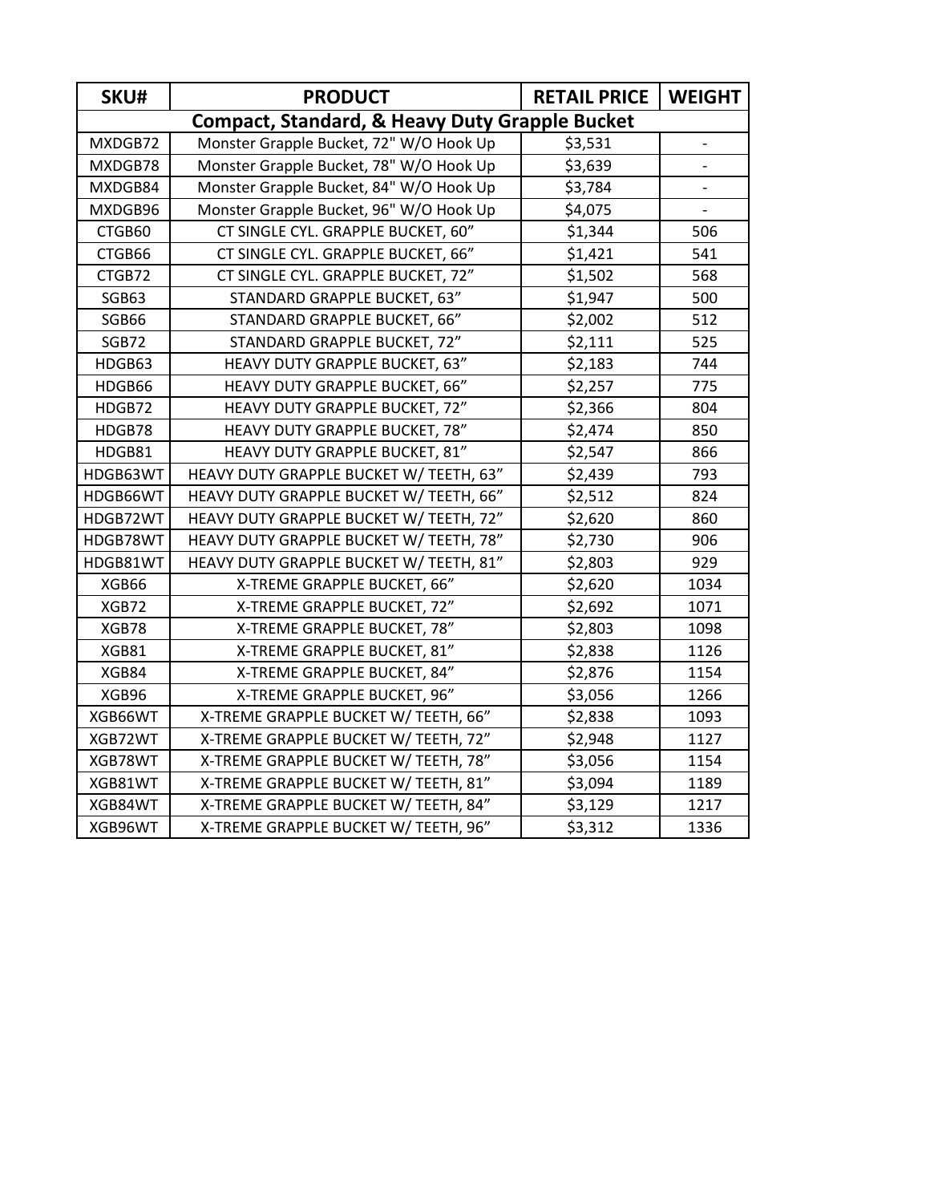| SKU# | PRODUCT | RETAIL PRICE | WEIGHT |
|---|---|---|---|
| **Compact, Standard, & Heavy Duty Grapple Bucket** | | | |
| MXDGB72 | Monster Grapple Bucket, 72" W/O Hook Up | $3,531 | - |
| MXDGB78 | Monster Grapple Bucket, 78" W/O Hook Up | $3,639 | - |
| MXDGB84 | Monster Grapple Bucket, 84" W/O Hook Up | $3,784 | - |
| MXDGB96 | Monster Grapple Bucket, 96" W/O Hook Up | $4,075 | - |
| CTGB60 | CT SINGLE CYL. GRAPPLE BUCKET, 60” | $1,344 | 506 |
| CTGB66 | CT SINGLE CYL. GRAPPLE BUCKET, 66” | $1,421 | 541 |
| CTGB72 | CT SINGLE CYL. GRAPPLE BUCKET, 72” | $1,502 | 568 |
| SGB63 | STANDARD GRAPPLE BUCKET, 63” | $1,947 | 500 |
| SGB66 | STANDARD GRAPPLE BUCKET, 66” | $2,002 | 512 |
| SGB72 | STANDARD GRAPPLE BUCKET, 72” | $2,111 | 525 |
| HDGB63 | HEAVY DUTY GRAPPLE BUCKET, 63” | $2,183 | 744 |
| HDGB66 | HEAVY DUTY GRAPPLE BUCKET, 66” | $2,257 | 775 |
| HDGB72 | HEAVY DUTY GRAPPLE BUCKET, 72” | $2,366 | 804 |
| HDGB78 | HEAVY DUTY GRAPPLE BUCKET, 78” | $2,474 | 850 |
| HDGB81 | HEAVY DUTY GRAPPLE BUCKET, 81” | $2,547 | 866 |
| HDGB63WT | HEAVY DUTY GRAPPLE BUCKET W/ TEETH, 63” | $2,439 | 793 |
| HDGB66WT | HEAVY DUTY GRAPPLE BUCKET W/ TEETH, 66” | $2,512 | 824 |
| HDGB72WT | HEAVY DUTY GRAPPLE BUCKET W/ TEETH, 72” | $2,620 | 860 |
| HDGB78WT | HEAVY DUTY GRAPPLE BUCKET W/ TEETH, 78” | $2,730 | 906 |
| HDGB81WT | HEAVY DUTY GRAPPLE BUCKET W/ TEETH, 81” | $2,803 | 929 |
| XGB66 | X-TREME GRAPPLE BUCKET, 66” | $2,620 | 1034 |
| XGB72 | X-TREME GRAPPLE BUCKET, 72” | $2,692 | 1071 |
| XGB78 | X-TREME GRAPPLE BUCKET, 78” | $2,803 | 1098 |
| XGB81 | X-TREME GRAPPLE BUCKET, 81” | $2,838 | 1126 |
| XGB84 | X-TREME GRAPPLE BUCKET, 84” | $2,876 | 1154 |
| XGB96 | X-TREME GRAPPLE BUCKET, 96” | $3,056 | 1266 |
| XGB66WT | X-TREME GRAPPLE BUCKET W/ TEETH, 66” | $2,838 | 1093 |
| XGB72WT | X-TREME GRAPPLE BUCKET W/ TEETH, 72” | $2,948 | 1127 |
| XGB78WT | X-TREME GRAPPLE BUCKET W/ TEETH, 78” | $3,056 | 1154 |
| XGB81WT | X-TREME GRAPPLE BUCKET W/ TEETH, 81” | $3,094 | 1189 |
| XGB84WT | X-TREME GRAPPLE BUCKET W/ TEETH, 84” | $3,129 | 1217 |
| XGB96WT | X-TREME GRAPPLE BUCKET W/ TEETH, 96” | $3,312 | 1336 |